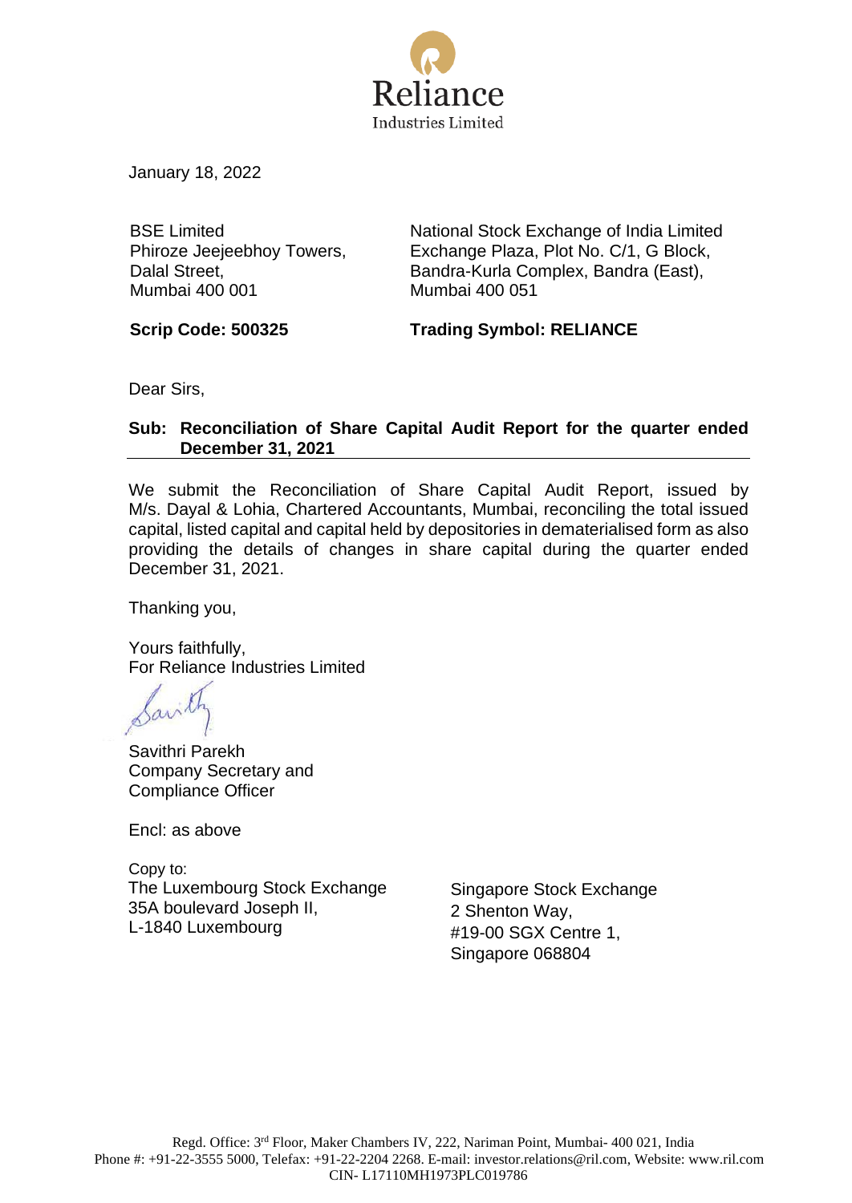Reliance
Industries Limited

January 18, 2022

| BSE Limited<br>Phiroze Jeejeebhoy Towers,<br>Dalal Street,<br>Mumbai 400 001 | National Stock Exchange of India Limited<br>Exchange Plaza, Plot No. C/1, G Block,<br>Bandra-Kurla Complex, Bandra (East),<br>Mumbai 400 051 |
|---|---|
| **Scrip Code: 500325** | **Trading Symbol: RELIANCE** |

Dear Sirs,

**Sub: Reconciliation of Share Capital Audit Report for the quarter ended December 31, 2021**

We submit the Reconciliation of Share Capital Audit Report, issued by M/s. Dayal & Lohia, Chartered Accountants, Mumbai, reconciling the total issued capital, listed capital and capital held by depositories in dematerialised form as also providing the details of changes in share capital during the quarter ended December 31, 2021.

Thanking you,

Yours faithfully,
For Reliance Industries Limited

Savithri Parekh
Company Secretary and
Compliance Officer

Encl: as above

Copy to:

| The Luxembourg Stock Exchange<br>35A boulevard Joseph II,<br>L-1840 Luxembourg | Singapore Stock Exchange<br>2 Shenton Way,<br>#19-00 SGX Centre 1,<br>Singapore 068804 |
|---|---|

Regd. Office: 3rd Floor, Maker Chambers IV, 222, Nariman Point, Mumbai- 400 021, India
Phone #: +91-22-3555 5000, Telefax: +91-22-2204 2268. E-mail: investor.relations@ril.com, Website: www.ril.com
CIN- L17110MH1973PLC019786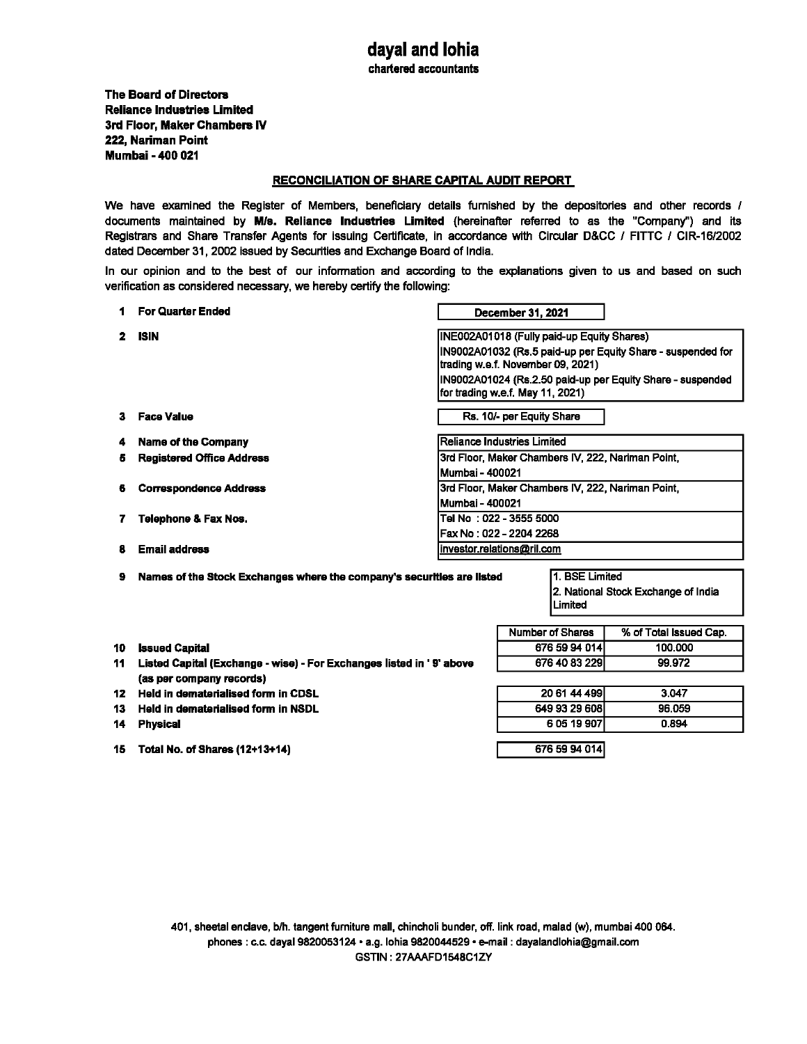# dayal and lohia

chartered accountants

**The Board of Directors**
**Reliance Industries Limited**
**3rd Floor, Maker Chambers IV**
**222, Nariman Point**
**Mumbai - 400 021**

## RECONCILIATION OF SHARE CAPITAL AUDIT REPORT

We have examined the Register of Members, beneficiary details furnished by the depositories and other records / documents maintained by **M/s. Reliance Industries Limited** (hereinafter referred to as the "Company") and its Registrars and Share Transfer Agents for issuing Certificate, in accordance with Circular D&CC / FITTC / CIR-16/2002 dated December 31, 2002 issued by Securities and Exchange Board of India.

In our opinion and to the best of our information and according to the explanations given to us and based on such verification as considered necessary, we hereby certify the following:

| | | |
|---|---|---|
| 1 | **For Quarter Ended** | December 31, 2021 |
| 2 | **ISIN** | INE002A01018 (Fully paid-up Equity Shares)<br>IN9002A01032 (Rs.5 paid-up per Equity Share - suspended for trading w.e.f. November 09, 2021)<br>IN9002A01024 (Rs.2.50 paid-up per Equity Share - suspended for trading w.e.f. May 11, 2021) |
| 3 | **Face Value** | Rs. 10/- per Equity Share |
| 4 | **Name of the Company** | Reliance Industries Limited |
| 5 | **Registered Office Address** | 3rd Floor, Maker Chambers IV, 222, Nariman Point, Mumbai - 400021 |
| 6 | **Correspondence Address** | 3rd Floor, Maker Chambers IV, 222, Nariman Point, Mumbai - 400021 |
| 7 | **Telephone & Fax Nos.** | Tel No : 022 - 3555 5000<br>Fax No : 022 - 2204 2268 |
| 8 | **Email address** | investor.relations@ril.com |
| 9 | **Names of the Stock Exchanges where the company's securities are listed** | 1. BSE Limited<br>2. National Stock Exchange of India Limited |

| | | Number of Shares | % of Total Issued Cap. |
|---|---|---|---|
| 10 | **Issued Capital** | 676 59 94 014 | 100.000 |
| 11 | **Listed Capital (Exchange - wise) - For Exchanges listed in ' 9' above (as per company records)** | 676 40 83 229 | 99.972 |
| 12 | **Held in dematerialised form in CDSL** | 20 61 44 499 | 3.047 |
| 13 | **Held in dematerialised form in NSDL** | 649 93 29 608 | 96.059 |
| 14 | **Physical** | 6 05 19 907 | 0.894 |
| 15 | **Total No. of Shares (12+13+14)** | 676 59 94 014 | |

401, sheetal enclave, b/h. tangent furniture mall, chincholi bunder, off. link road, malad (w), mumbai 400 064.
phones : c.c. dayal 9820053124 • a.g. lohia 9820044529 • e-mail : dayalandlohia@gmail.com
GSTIN : 27AAAFD1548C1ZY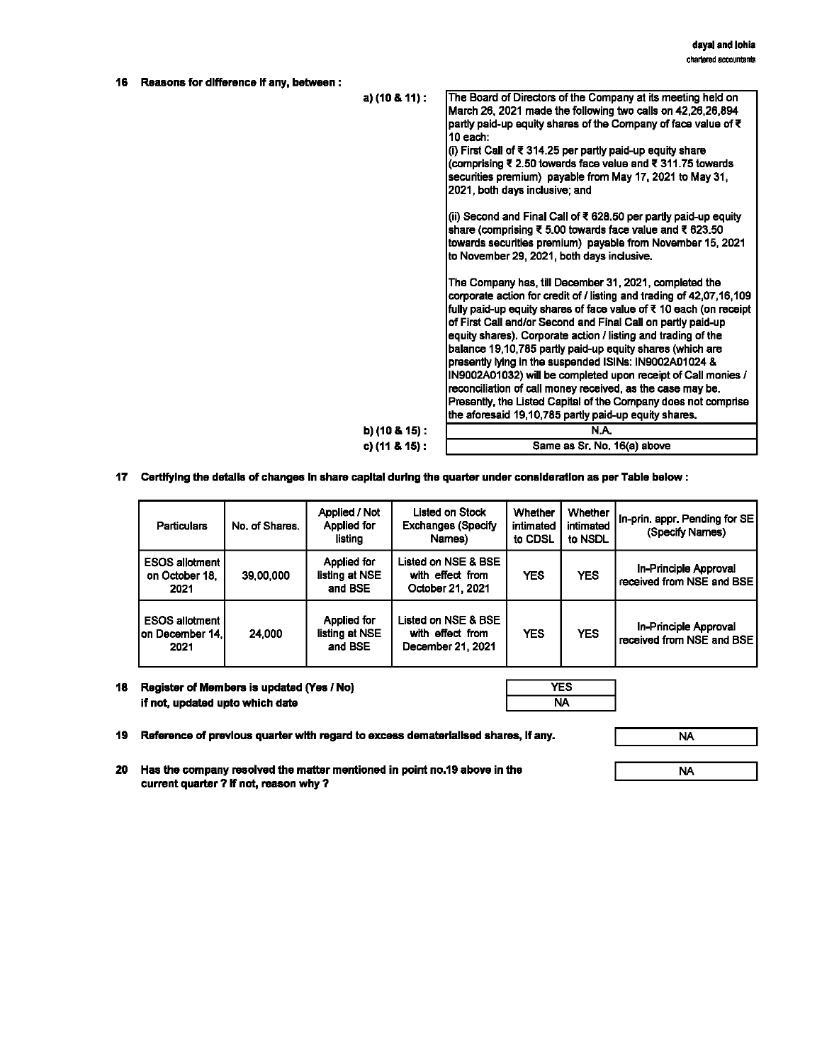16 **Reasons for difference if any, between :**

a) (10 & 11) :

The Board of Directors of the Company at its meeting held on March 26, 2021 made the following two calls on 42,26,26,894 partly paid-up equity shares of the Company of face value of ₹ 10 each:

(i) First Call of ₹ 314.25 per partly paid-up equity share (comprising ₹ 2.50 towards face value and ₹ 311.75 towards securities premium) payable from May 17, 2021 to May 31, 2021, both days inclusive; and

(ii) Second and Final Call of ₹ 628.50 per partly paid-up equity share (comprising ₹ 5.00 towards face value and ₹ 623.50 towards securities premium) payable from November 15, 2021 to November 29, 2021, both days inclusive.

The Company has, till December 31, 2021, completed the corporate action for credit of / listing and trading of 42,07,16,109 fully paid-up equity shares of face value of ₹ 10 each (on receipt of First Call and/or Second and Final Call on partly paid-up equity shares). Corporate action / listing and trading of the balance 19,10,785 partly paid-up equity shares (which are presently lying in the suspended ISINs: IN9002A01024 & IN9002A01032) will be completed upon receipt of Call monies / reconciliation of call money received, as the case may be. Presently, the Listed Capital of the Company does not comprise the aforesaid 19,10,785 partly paid-up equity shares.

b) (10 & 15) : N.A.

c) (11 & 15) : Same as Sr. No. 16(a) above

17 **Certifying the details of changes in share capital during the quarter under consideration as per Table below :**

| Particulars | No. of Shares. | Applied / Not Applied for listing | Listed on Stock Exchanges (Specify Names) | Whether intimated to CDSL | Whether intimated to NSDL | In-prin. appr. Pending for SE (Specify Names) |
|---|---|---|---|---|---|---|
| ESOS allotment on October 18, 2021 | 39,00,000 | Applied for listing at NSE and BSE | Listed on NSE & BSE with effect from October 21, 2021 | YES | YES | In-Principle Approval received from NSE and BSE |
| ESOS allotment on December 14, 2021 | 24,000 | Applied for listing at NSE and BSE | Listed on NSE & BSE with effect from December 21, 2021 | YES | YES | In-Principle Approval received from NSE and BSE |

18 **Register of Members is updated (Yes / No)** — YES
**if not, updated upto which date** — NA

19 **Reference of previous quarter with regard to excess dematerialised shares, if any.** — NA

20 **Has the company resolved the matter mentioned in point no.19 above in the current quarter ? If not, reason why ?** — NA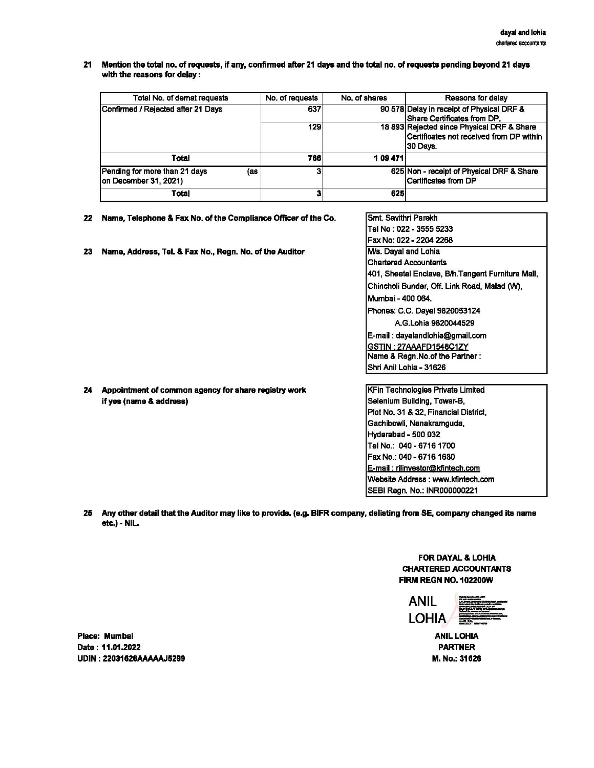21 **Mention the total no. of requests, if any, confirmed after 21 days and the total no. of requests pending beyond 21 days with the reasons for delay :**

| Total No. of demat requests | No. of requests | No. of shares | Reasons for delay |
|---|---|---|---|
| Confirmed / Rejected after 21 Days | 637 | 90 578 | Delay in receipt of Physical DRF & Share Certificates from DP. |
| | 129 | 18 893 | Rejected since Physical DRF & Share Certificates not received from DP within 30 Days. |
| **Total** | **766** | **1 09 471** | |
| Pending for more than 21 days (as on December 31, 2021) | 3 | 625 | Non - receipt of Physical DRF & Share Certificates from DP |
| **Total** | **3** | **625** | |

| | |
|---|---|
| 22 **Name, Telephone & Fax No. of the Compliance Officer of the Co.** | Smt. Savithri Parekh<br>Tel No : 022 - 3555 5233<br>Fax No: 022 - 2204 2268 |
| 23 **Name, Address, Tel. & Fax No., Regn. No. of the Auditor** | M/s. Dayal and Lohia<br>Chartered Accountants<br>401, Sheetal Enclave, B/h.Tangent Furniture Mall,<br>Chincholi Bunder, Off. Link Road, Malad (W),<br>Mumbai - 400 064.<br>Phones: C.C. Dayal 9820053124<br>A.G.Lohia 9820044529<br>E-mail : dayalandlohia@gmail.com<br>GSTIN : 27AAAFD1548C1ZY<br>Name & Regn.No.of the Partner :<br>Shri Anil Lohia - 31626 |
| 24 **Appointment of common agency for share registry work if yes (name & address)** | KFin Technologies Private Limited<br>Selenium Building, Tower-B,<br>Plot No. 31 & 32, Financial District,<br>Gachibowli, Nanakramguda,<br>Hyderabad - 500 032<br>Tel No.: 040 - 6716 1700<br>Fax No.: 040 - 6716 1680<br>E-mail : rilinvestor@kfintech.com<br>Website Address : www.kfintech.com<br>SEBI Regn. No.: INR000000221 |

25 **Any other detail that the Auditor may like to provide. (e.g. BIFR company, delisting from SE, company changed its name etc.) - NIL.**

**FOR DAYAL & LOHIA**
**CHARTERED ACCOUNTANTS**
**FIRM REGN NO. 102200W**

ANIL LOHIA

**ANIL LOHIA**
**PARTNER**
**M. No.: 31626**

**Place: Mumbai**
**Date : 11.01.2022**
**UDIN : 22031626AAAAAJ5299**